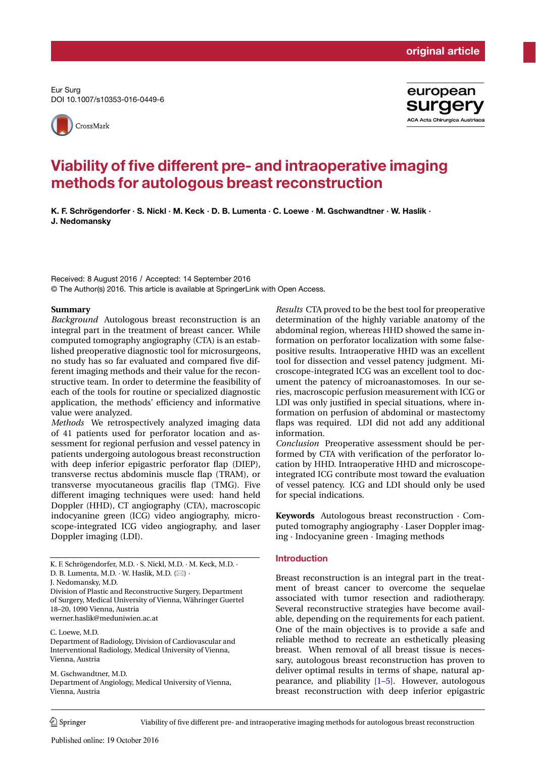original article

Eur Surg
DOI 10.1007/s10353-016-0449-6

# Viability of five different pre- and intraoperative imaging methods for autologous breast reconstruction

**K. F. Schrögendorfer · S. Nickl · M. Keck · D. B. Lumenta · C. Loewe · M. Gschwandtner · W. Haslik · J. Nedomansky**

Received: 8 August 2016 / Accepted: 14 September 2016
© The Author(s) 2016. This article is available at SpringerLink with Open Access.

**Summary**

*Background* Autologous breast reconstruction is an integral part in the treatment of breast cancer. While computed tomography angiography (CTA) is an established preoperative diagnostic tool for microsurgeons, no study has so far evaluated and compared five different imaging methods and their value for the reconstructive team. In order to determine the feasibility of each of the tools for routine or specialized diagnostic application, the methods' efficiency and informative value were analyzed.

*Methods* We retrospectively analyzed imaging data of 41 patients used for perforator location and assessment for regional perfusion and vessel patency in patients undergoing autologous breast reconstruction with deep inferior epigastric perforator flap (DIEP), transverse rectus abdominis muscle flap (TRAM), or transverse myocutaneous gracilis flap (TMG). Five different imaging techniques were used: hand held Doppler (HHD), CT angiography (CTA), macroscopic indocyanine green (ICG) video angiography, microscope-integrated ICG video angiography, and laser Doppler imaging (LDI).

*Results* CTA proved to be the best tool for preoperative determination of the highly variable anatomy of the abdominal region, whereas HHD showed the same information on perforator localization with some false-positive results. Intraoperative HHD was an excellent tool for dissection and vessel patency judgment. Microscope-integrated ICG was an excellent tool to document the patency of microanastomoses. In our series, macroscopic perfusion measurement with ICG or LDI was only justified in special situations, where information on perfusion of abdominal or mastectomy flaps was required. LDI did not add any additional information.

*Conclusion* Preoperative assessment should be performed by CTA with verification of the perforator location by HHD. Intraoperative HHD and microscope-integrated ICG contribute most toward the evaluation of vessel patency. ICG and LDI should only be used for special indications.

**Keywords** Autologous breast reconstruction · Computed tomography angiography · Laser Doppler imaging · Indocyanine green · Imaging methods

K. F. Schrögendorfer, M.D. · S. Nickl, M.D. · M. Keck, M.D. · D. B. Lumenta, M.D. · W. Haslik, M.D. (✉) · J. Nedomansky, M.D.
Division of Plastic and Reconstructive Surgery, Department of Surgery, Medical University of Vienna, Währinger Guertel 18–20, 1090 Vienna, Austria
werner.haslik@meduniwien.ac.at

C. Loewe, M.D.
Department of Radiology, Division of Cardiovascular and Interventional Radiology, Medical University of Vienna, Vienna, Austria

M. Gschwandtner, M.D.
Department of Angiology, Medical University of Vienna, Vienna, Austria

## Introduction

Breast reconstruction is an integral part in the treatment of breast cancer to overcome the sequelae associated with tumor resection and radiotherapy. Several reconstructive strategies have become available, depending on the requirements for each patient. One of the main objectives is to provide a safe and reliable method to recreate an esthetically pleasing breast. When removal of all breast tissue is necessary, autologous breast reconstruction has proven to deliver optimal results in terms of shape, natural appearance, and pliability [1–5]. However, autologous breast reconstruction with deep inferior epigastric

Published online: 19 October 2016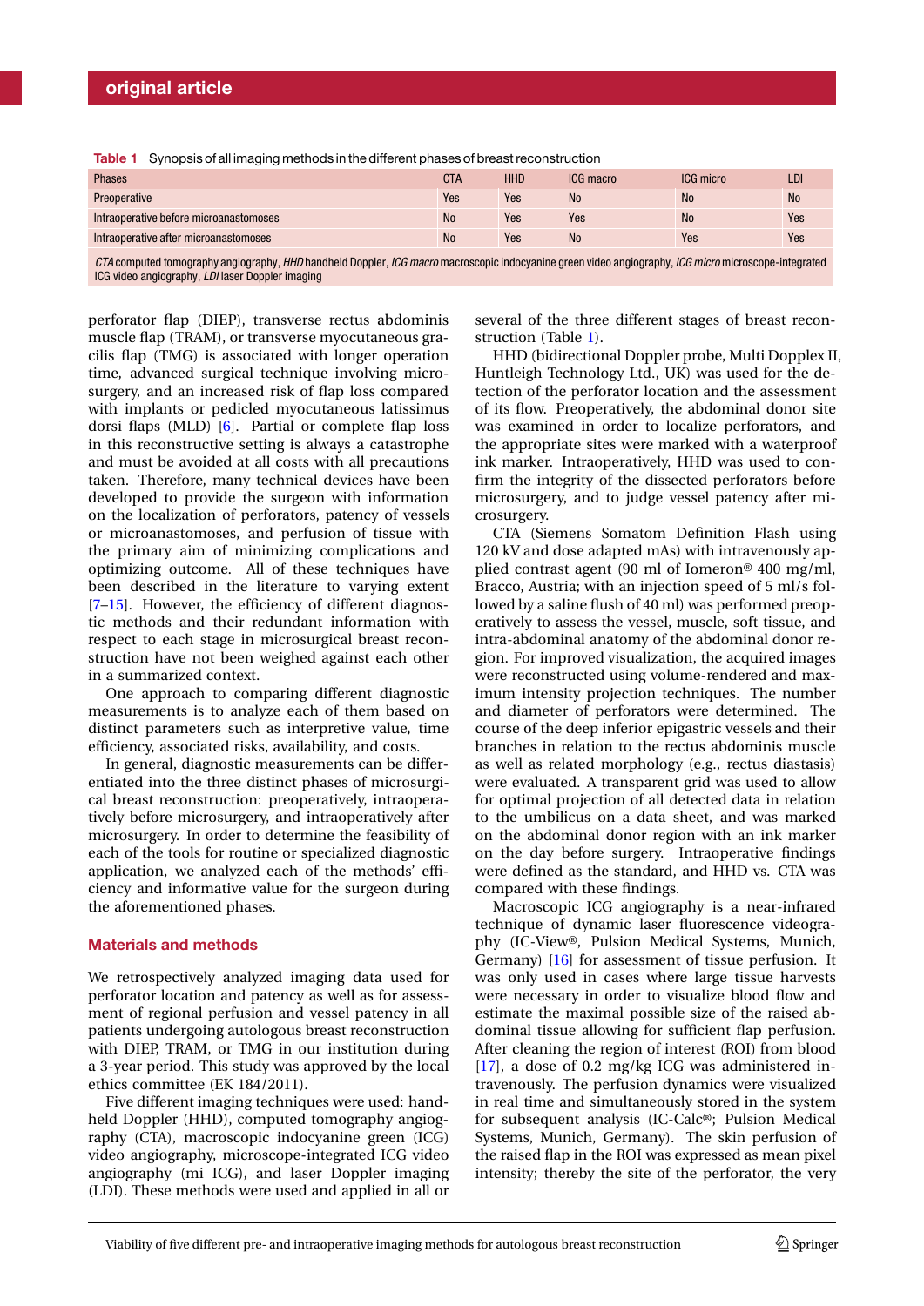**Table 1** Synopsis of all imaging methods in the different phases of breast reconstruction

| Phases | CTA | HHD | ICG macro | ICG micro | LDI |
|---|---|---|---|---|---|
| Preoperative | Yes | Yes | No | No | No |
| Intraoperative before microanastomoses | No | Yes | Yes | No | Yes |
| Intraoperative after microanastomoses | No | Yes | No | Yes | Yes |

*CTA* computed tomography angiography, *HHD* handheld Doppler, *ICG macro* macroscopic indocyanine green video angiography, *ICG micro* microscope-integrated ICG video angiography, *LDI* laser Doppler imaging

perforator flap (DIEP), transverse rectus abdominis muscle flap (TRAM), or transverse myocutaneous gracilis flap (TMG) is associated with longer operation time, advanced surgical technique involving microsurgery, and an increased risk of flap loss compared with implants or pedicled myocutaneous latissimus dorsi flaps (MLD) [6]. Partial or complete flap loss in this reconstructive setting is always a catastrophe and must be avoided at all costs with all precautions taken. Therefore, many technical devices have been developed to provide the surgeon with information on the localization of perforators, patency of vessels or microanastomoses, and perfusion of tissue with the primary aim of minimizing complications and optimizing outcome. All of these techniques have been described in the literature to varying extent [7–15]. However, the efficiency of different diagnostic methods and their redundant information with respect to each stage in microsurgical breast reconstruction have not been weighed against each other in a summarized context.

One approach to comparing different diagnostic measurements is to analyze each of them based on distinct parameters such as interpretive value, time efficiency, associated risks, availability, and costs.

In general, diagnostic measurements can be differentiated into the three distinct phases of microsurgical breast reconstruction: preoperatively, intraoperatively before microsurgery, and intraoperatively after microsurgery. In order to determine the feasibility of each of the tools for routine or specialized diagnostic application, we analyzed each of the methods' efficiency and informative value for the surgeon during the aforementioned phases.

## Materials and methods

We retrospectively analyzed imaging data used for perforator location and patency as well as for assessment of regional perfusion and vessel patency in all patients undergoing autologous breast reconstruction with DIEP, TRAM, or TMG in our institution during a 3-year period. This study was approved by the local ethics committee (EK 184/2011).

Five different imaging techniques were used: handheld Doppler (HHD), computed tomography angiography (CTA), macroscopic indocyanine green (ICG) video angiography, microscope-integrated ICG video angiography (mi ICG), and laser Doppler imaging (LDI). These methods were used and applied in all or several of the three different stages of breast reconstruction (Table 1).

HHD (bidirectional Doppler probe, Multi Dopplex II, Huntleigh Technology Ltd., UK) was used for the detection of the perforator location and the assessment of its flow. Preoperatively, the abdominal donor site was examined in order to localize perforators, and the appropriate sites were marked with a waterproof ink marker. Intraoperatively, HHD was used to confirm the integrity of the dissected perforators before microsurgery, and to judge vessel patency after microsurgery.

CTA (Siemens Somatom Definition Flash using 120 kV and dose adapted mAs) with intravenously applied contrast agent (90 ml of Iomeron® 400 mg/ml, Bracco, Austria; with an injection speed of 5 ml/s followed by a saline flush of 40 ml) was performed preoperatively to assess the vessel, muscle, soft tissue, and intra-abdominal anatomy of the abdominal donor region. For improved visualization, the acquired images were reconstructed using volume-rendered and maximum intensity projection techniques. The number and diameter of perforators were determined. The course of the deep inferior epigastric vessels and their branches in relation to the rectus abdominis muscle as well as related morphology (e.g., rectus diastasis) were evaluated. A transparent grid was used to allow for optimal projection of all detected data in relation to the umbilicus on a data sheet, and was marked on the abdominal donor region with an ink marker on the day before surgery. Intraoperative findings were defined as the standard, and HHD vs. CTA was compared with these findings.

Macroscopic ICG angiography is a near-infrared technique of dynamic laser fluorescence videography (IC-View®, Pulsion Medical Systems, Munich, Germany) [16] for assessment of tissue perfusion. It was only used in cases where large tissue harvests were necessary in order to visualize blood flow and estimate the maximal possible size of the raised abdominal tissue allowing for sufficient flap perfusion. After cleaning the region of interest (ROI) from blood [17], a dose of 0.2 mg/kg ICG was administered intravenously. The perfusion dynamics were visualized in real time and simultaneously stored in the computer for subsequent analysis (IC-Calc®; Pulsion Medical Systems, Munich, Germany). The skin perfusion of the raised flap in the ROI was expressed as mean pixel intensity; thereby the site of the perforator, the very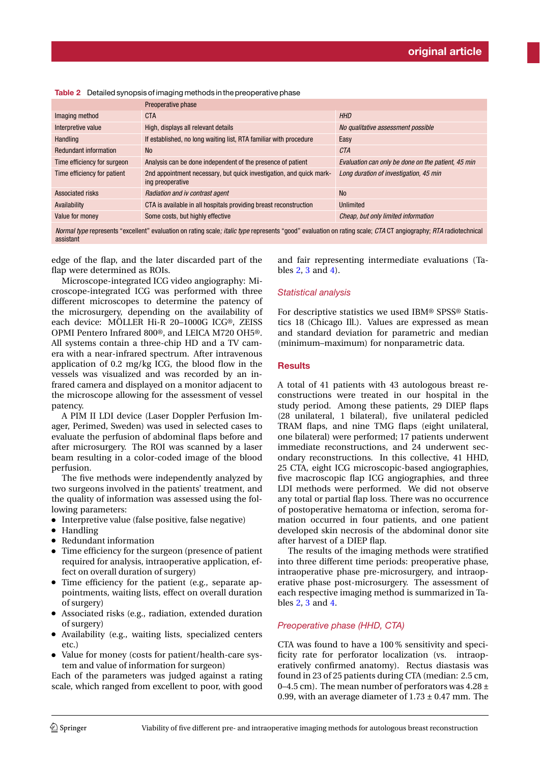**Table 2** Detailed synopsis of imaging methods in the preoperative phase

| | Preoperative phase | |
|---|---|---|
| Imaging method | CTA | *HHD* |
| Interpretive value | High, displays all relevant details | *No qualitative assessment possible* |
| Handling | If established, no long waiting list, RTA familiar with procedure | Easy |
| Redundant information | No | *CTA* |
| Time efficiency for surgeon | Analysis can be done independent of the presence of patient | *Evaluation can only be done on the patient, 45 min* |
| Time efficiency for patient | 2nd appointment necessary, but quick investigation, and quick marking preoperative | *Long duration of investigation, 45 min* |
| Associated risks | *Radiation and iv contrast agent* | No |
| Availability | CTA is available in all hospitals providing breast reconstruction | Unlimited |
| Value for money | Some costs, but highly effective | *Cheap, but only limited information* |

*Normal type* represents "excellent" evaluation on rating scale; *italic type* represents "good" evaluation on rating scale; *CTA* CT angiography; *RTA* radiotechnical assistant

edge of the flap, and the later discarded part of the flap were determined as ROIs.

Microscope-integrated ICG video angiography: Microscope-integrated ICG was performed with three different microscopes to determine the patency of the microsurgery, depending on the availability of each device: MÖLLER Hi-R 20–1000G ICG®, ZEISS OPMI Pentero Infrared 800®, and LEICA M720 OH5®. All systems contain a three-chip HD and a TV camera with a near-infrared spectrum. After intravenous application of 0.2 mg/kg ICG, the blood flow in the vessels was visualized and was recorded by an infrared camera and displayed on a monitor adjacent to the microscope allowing for the assessment of vessel patency.

A PIM II LDI device (Laser Doppler Perfusion Imager, Perimed, Sweden) was used in selected cases to evaluate the perfusion of abdominal flaps before and after microsurgery. The ROI was scanned by a laser beam resulting in a color-coded image of the blood perfusion.

The five methods were independently analyzed by two surgeons involved in the patients' treatment, and the quality of information was assessed using the following parameters:

- Interpretive value (false positive, false negative)
- Handling
- Redundant information
- Time efficiency for the surgeon (presence of patient required for analysis, intraoperative application, effect on overall duration of surgery)
- Time efficiency for the patient (e.g., separate appointments, waiting lists, effect on overall duration of surgery)
- Associated risks (e.g., radiation, extended duration of surgery)
- Availability (e.g., waiting lists, specialized centers etc.)
- Value for money (costs for patient/health-care system and value of information for surgeon)

Each of the parameters was judged against a rating scale, which ranged from excellent to poor, with good and fair representing intermediate evaluations (Tables 2, 3 and 4).

### *Statistical analysis*

For descriptive statistics we used IBM® SPSS® Statistics 18 (Chicago Ill.). Values are expressed as mean and standard deviation for parametric and median (minimum–maximum) for nonparametric data.

## Results

A total of 41 patients with 43 autologous breast reconstructions were treated in our hospital in the study period. Among these patients, 29 DIEP flaps (28 unilateral, 1 bilateral), five unilateral pedicled TRAM flaps, and nine TMG flaps (eight unilateral, one bilateral) were performed; 17 patients underwent immediate reconstructions, and 24 underwent secondary reconstructions. In this collective, 41 HHD, 25 CTA, eight ICG microscopic-based angiographies, five macroscopic flap ICG angiographies, and three LDI methods were performed. We did not observe any total or partial flap loss. There was no occurrence of postoperative hematoma or infection, seroma formation occurred in four patients, and one patient developed skin necrosis of the abdominal donor site after harvest of a DIEP flap.

The results of the imaging methods were stratified into three different time periods: preoperative phase, intraoperative phase pre-microsurgery, and intraoperative phase post-microsurgery. The assessment of each respective imaging method is summarized in Tables 2, 3 and 4.

### *Preoperative phase (HHD, CTA)*

CTA was found to have a 100 % sensitivity and specificity rate for perforator localization (vs. intraoperatively confirmed anatomy). Rectus diastasis was found in 23 of 25 patients during CTA (median: 2.5 cm, 0–4.5 cm). The mean number of perforators was 4.28 ± 0.99, with an average diameter of 1.73 ± 0.47 mm. The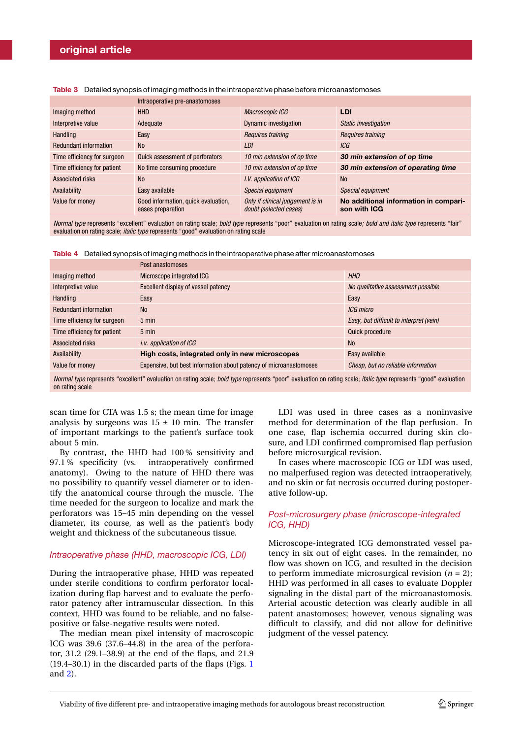**Table 3** Detailed synopsis of imaging methods in the intraoperative phase before microanastomoses

| | Intraoperative pre-anastomoses | | |
|---|---|---|---|
| Imaging method | HHD | *Macroscopic ICG* | ***LDI*** |
| Interpretive value | Adequate | *Dynamic investigation* | *Static investigation* |
| Handling | Easy | *Requires training* | *Requires training* |
| Redundant information | No | *LDI* | *ICG* |
| Time efficiency for surgeon | Quick assessment of perforators | *10 min extension of op time* | ***30 min extension of op time*** |
| Time efficiency for patient | No time consuming procedure | *10 min extension of op time* | ***30 min extension of operating time*** |
| Associated risks | No | *I.V. application of ICG* | No |
| Availability | Easy available | *Special equipment* | *Special equipment* |
| Value for money | Good information, quick evaluation, eases preparation | *Only if clinical judgement is in doubt (selected cases)* | **No additional information in comparison with ICG** |

*Normal type* represents "excellent" evaluation on rating scale; *bold type* represents "poor" evaluation on rating scale; *bold and italic type* represents "fair" evaluation on rating scale; *italic type* represents "good" evaluation on rating scale

**Table 4** Detailed synopsis of imaging methods in the intraoperative phase after microanastomoses

| | Post anastomoses | |
|---|---|---|
| Imaging method | Microscope integrated ICG | *HHD* |
| Interpretive value | Excellent display of vessel patency | *No qualitative assessment possible* |
| Handling | Easy | Easy |
| Redundant information | No | *ICG micro* |
| Time efficiency for surgeon | 5 min | *Easy, but difficult to interpret (vein)* |
| Time efficiency for patient | 5 min | Quick procedure |
| Associated risks | *i.v. application of ICG* | No |
| Availability | **High costs, integrated only in new microscopes** | Easy available |
| Value for money | Expensive, but best information about patency of microanastomoses | *Cheap, but no reliable information* |

*Normal type* represents "excellent" evaluation on rating scale; *bold type* represents "poor" evaluation on rating scale; *italic type* represents "good" evaluation on rating scale

scan time for CTA was 1.5 s; the mean time for image analysis by surgeons was 15 ± 10 min. The transfer of important markings to the patient's surface took about 5 min.

By contrast, the HHD had 100 % sensitivity and 97.1 % specificity (vs. intraoperatively confirmed anatomy). Owing to the nature of HHD there was no possibility to quantify vessel diameter or to identify the anatomical course through the muscle. The time needed for the surgeon to localize and mark the perforators was 15–45 min depending on the vessel diameter, its course, as well as the patient's body weight and thickness of the subcutaneous tissue.

### *Intraoperative phase (HHD, macroscopic ICG, LDI)*

During the intraoperative phase, HHD was repeated under sterile conditions to confirm perforator localization during flap harvest and to evaluate the perforator patency after intramuscular dissection. In this context, HHD was found to be reliable, and no false-positive or false-negative results were noted.

The median mean pixel intensity of macroscopic ICG was 39.6 (37.6–44.8) in the area of the perforator, 31.2 (29.1–38.9) at the end of the flaps, and 21.9 (19.4–30.1) in the discarded parts of the flaps (Figs. 1 and 2).

LDI was used in three cases as a noninvasive method for determination of the flap perfusion. In one case, flap ischemia occurred during skin closure, and LDI confirmed compromised flap perfusion before microsurgical revision.

In cases where macroscopic ICG or LDI was used, no malperfused region was detected intraoperatively, and no skin or fat necrosis occurred during postoperative follow-up.

### *Post-microsurgery phase (microscope-integrated ICG, HHD)*

Microscope-integrated ICG demonstrated vessel patency in six out of eight cases. In the remainder, no flow was shown on ICG, and resulted in the decision to perform immediate microsurgical revision ($n = 2$); HHD was performed in all cases to evaluate Doppler signaling in the distal part of the microanastomosis. Arterial acoustic detection was clearly audible in all patent anastomoses; however, venous signaling was difficult to classify, and did not allow for definitive judgment of the vessel patency.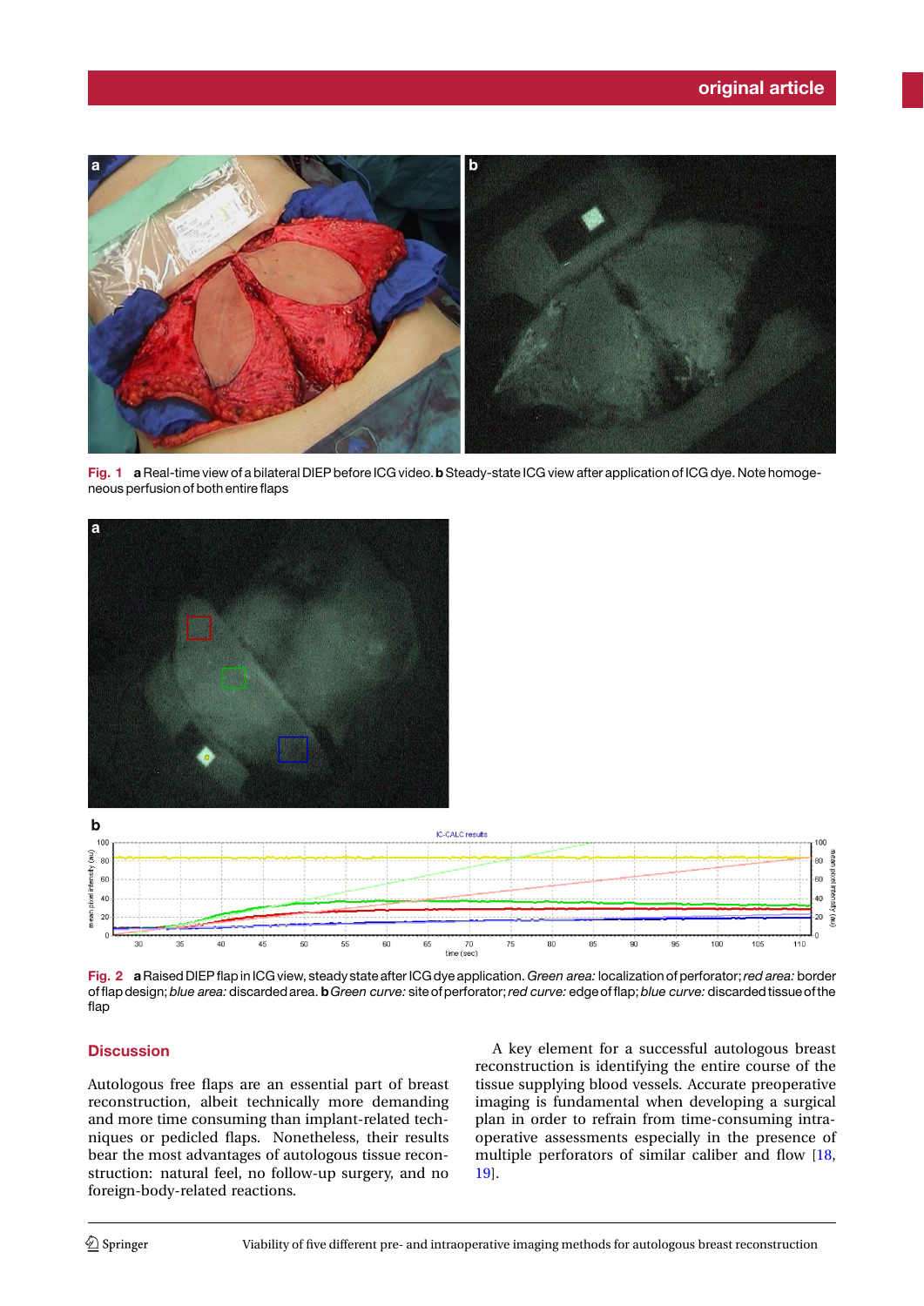**Fig. 1** **a** Real-time view of a bilateral DIEP before ICG video. **b** Steady-state ICG view after application of ICG dye. Note homogeneous perfusion of both entire flaps

**Fig. 2** **a** Raised DIEP flap in ICG view, steady state after ICG dye application. *Green area:* localization of perforator; *red area:* border of flap design; *blue area:* discarded area. **b** *Green curve:* site of perforator; *red curve:* edge of flap; *blue curve:* discarded tissue of the flap

## Discussion

Autologous free flaps are an essential part of breast reconstruction, albeit technically more demanding and more time consuming than implant-related techniques or pedicled flaps. Nonetheless, their results bear the most advantages of autologous tissue reconstruction: natural feel, no follow-up surgery, and no foreign-body-related reactions.

A key element for a successful autologous breast reconstruction is identifying the entire course of the tissue supplying blood vessels. Accurate preoperative imaging is fundamental when developing a surgical plan in order to refrain from time-consuming intraoperative assessments especially in the presence of multiple perforators of similar caliber and flow [18, 19].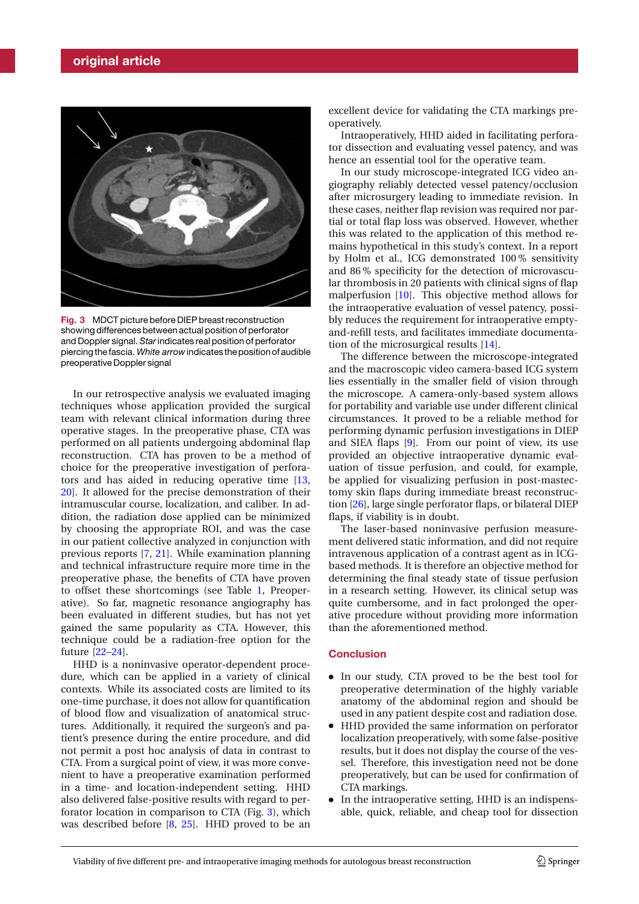Fig. 3 MDCT picture before DIEP breast reconstruction showing differences between actual position of perforator and Doppler signal. *Star* indicates real position of perforator piercing the fascia. *White arrow* indicates the position of audible preoperative Doppler signal

In our retrospective analysis we evaluated imaging techniques whose application provided the surgical team with relevant clinical information during three operative stages. In the preoperative phase, CTA was performed on all patients undergoing abdominal flap reconstruction. CTA has proven to be a method of choice for the preoperative investigation of perforators and has aided in reducing operative time [13, 20]. It allowed for the precise demonstration of their intramuscular course, localization, and caliber. In addition, the radiation dose applied can be minimized by choosing the appropriate ROI, and was the case in our patient collective analyzed in conjunction with previous reports [7, 21]. While examination planning and technical infrastructure require more time in the preoperative phase, the benefits of CTA have proven to offset these shortcomings (see Table 1, Preoperative). So far, magnetic resonance angiography has been evaluated in different studies, but has not yet gained the same popularity as CTA. However, this technique could be a radiation-free option for the future [22–24].

HHD is a noninvasive operator-dependent procedure, which can be applied in a variety of clinical contexts. While its associated costs are limited to its one-time purchase, it does not allow for quantification of blood flow and visualization of anatomical structures. Additionally, it required the surgeon's and patient's presence during the entire procedure, and did not permit a post hoc analysis of data in contrast to CTA. From a surgical point of view, it was more convenient to have a preoperative examination performed in a time- and location-independent setting. HHD also delivered false-positive results with regard to perforator location in comparison to CTA (Fig. 3), which was described before [8, 25]. HHD proved to be an excellent device for validating the CTA markings preoperatively.

Intraoperatively, HHD aided in facilitating perforator dissection and evaluating vessel patency, and was hence an essential tool for the operative team.

In our study microscope-integrated ICG video angiography reliably detected vessel patency/occlusion after microsurgery leading to immediate revision. In these cases, neither flap revision was required nor partial or total flap loss was observed. However, whether this was related to the application of this method remains hypothetical in this study's context. In a report by Holm et al., ICG demonstrated 100 % sensitivity and 86 % specificity for the detection of microvascular thrombosis in 20 patients with clinical signs of flap malperfusion [10]. This objective method allows for the intraoperative evaluation of vessel patency, possibly reduces the requirement for intraoperative empty-and-refill tests, and facilitates immediate documentation of the microsurgical results [14].

The difference between the microscope-integrated and the macroscopic video camera-based ICG system lies essentially in the smaller field of vision through the microscope. A camera-only-based system allows for portability and variable use under different clinical circumstances. It proved to be a reliable method for performing dynamic perfusion investigations in DIEP and SIEA flaps [9]. From our point of view, its use provided an objective intraoperative dynamic evaluation of tissue perfusion, and could, for example, be applied for visualizing perfusion in post-mastectomy skin flaps during immediate breast reconstruction [26], large single perforator flaps, or bilateral DIEP flaps, if viability is in doubt.

The laser-based noninvasive perfusion measurement delivered static information, and did not require intravenous application of a contrast agent as in ICG-based methods. It is therefore an objective method for determining the final steady state of tissue perfusion in a research setting. However, its clinical setup was quite cumbersome, and in fact prolonged the operative procedure without providing more information than the aforementioned method.

## Conclusion

- In our study, CTA proved to be the best tool for preoperative determination of the highly variable anatomy of the abdominal region and should be used in any patient despite cost and radiation dose.
- HHD provided the same information on perforator localization preoperatively, with some false-positive results, but it does not display the course of the vessel. Therefore, this investigation need not be done preoperatively, but can be used for confirmation of CTA markings.
- In the intraoperative setting, HHD is an indispensable, quick, reliable, and cheap tool for dissection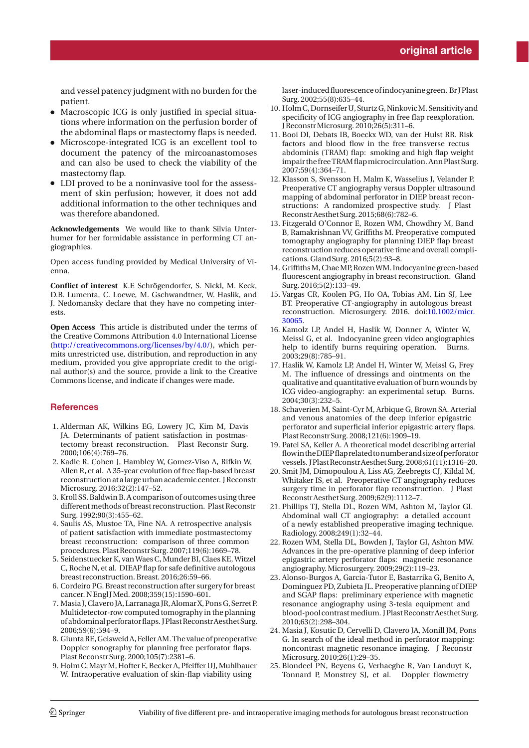and vessel patency judgment with no burden for the patient.

- Macroscopic ICG is only justified in special situations where information on the perfusion border of the abdominal flaps or mastectomy flaps is needed.
- Microscope-integrated ICG is an excellent tool to document the patency of the mircoanastomoses and can also be used to check the viability of the mastectomy flap.
- LDI proved to be a noninvasive tool for the assessment of skin perfusion; however, it does not add additional information to the other techniques and was therefore abandoned.

**Acknowledgements** We would like to thank Silvia Unterhumer for her formidable assistance in performing CT angiographies.

Open access funding provided by Medical University of Vienna.

**Conflict of interest** K.F. Schrögendorfer, S. Nickl, M. Keck, D.B. Lumenta, C. Loewe, M. Gschwandtner, W. Haslik, and J. Nedomansky declare that they have no competing interests.

**Open Access** This article is distributed under the terms of the Creative Commons Attribution 4.0 International License (http://creativecommons.org/licenses/by/4.0/), which permits unrestricted use, distribution, and reproduction in any medium, provided you give appropriate credit to the original author(s) and the source, provide a link to the Creative Commons license, and indicate if changes were made.

## References

1. Alderman AK, Wilkins EG, Lowery JC, Kim M, Davis JA. Determinants of patient satisfaction in postmastectomy breast reconstruction. Plast Reconstr Surg. 2000;106(4):769–76.
2. Kadle R, Cohen J, Hambley W, Gomez-Viso A, Rifkin W, Allen R, et al. A 35-year evolution of free flap-based breast reconstruction at a large urban academic center. J Reconstr Microsurg. 2016;32(2):147–52.
3. Kroll SS, Baldwin B. A comparison of outcomes using three different methods of breast reconstruction. Plast Reconstr Surg. 1992;90(3):455–62.
4. Saulis AS, Mustoe TA, Fine NA. A retrospective analysis of patient satisfaction with immediate postmastectomy breast reconstruction: comparison of three common procedures. Plast Reconstr Surg. 2007;119(6):1669–78.
5. Seidenstuecker K, van Waes C, Munder BI, Claes KE, Witzel C, Roche N, et al. DIEAP flap for safe definitive autologous breast reconstruction. Breast. 2016;26:59–66.
6. Cordeiro PG. Breast reconstruction after surgery for breast cancer. N Engl J Med. 2008;359(15):1590–601.
7. Masia J, Clavero JA, Larranaga JR, Alomar X, Pons G, Serret P. Multidetector-row computed tomography in the planning of abdominal perforator flaps. J Plast Reconstr Aesthet Surg. 2006;59(6):594–9.
8. Giunta RE, Geisweid A, Feller AM. The value of preoperative Doppler sonography for planning free perforator flaps. Plast Reconstr Surg. 2000;105(7):2381–6.
9. Holm C, Mayr M, Hofter E, Becker A, Pfeiffer UJ, Muhlbauer W. Intraoperative evaluation of skin-flap viability using laser-induced fluorescence of indocyanine green. Br J Plast Surg. 2002;55(8):635–44.
10. Holm C, Dornseifer U, Sturtz G, Ninkovic M. Sensitivity and specificity of ICG angiography in free flap reexploration. J Reconstr Microsurg. 2010;26(5):311–6.
11. Booi DI, Debats IB, Boeckx WD, van der Hulst RR. Risk factors and blood flow in the free transverse rectus abdominis (TRAM) flap: smoking and high flap weight impair the free TRAM flap microcirculation. Ann Plast Surg. 2007;59(4):364–71.
12. Klasson S, Svensson H, Malm K, Wasselius J, Velander P. Preoperative CT angiography versus Doppler ultrasound mapping of abdominal perforator in DIEP breast reconstructions: A randomized prospective study. J Plast Reconstr Aesthet Surg. 2015;68(6):782–6.
13. Fitzgerald O'Connor E, Rozen WM, Chowdhry M, Band B, Ramakrishnan VV, Griffiths M. Preoperative computed tomography angiography for planning DIEP flap breast reconstruction reduces operative time and overall complications. Gland Surg. 2016;5(2):93–8.
14. Griffiths M, Chae MP, Rozen WM. Indocyanine green-based fluorescent angiography in breast reconstruction. Gland Surg. 2016;5(2):133–49.
15. Vargas CR, Koolen PG, Ho OA, Tobias AM, Lin SJ, Lee BT. Preoperative CT-angiography in autologous breast reconstruction. Microsurgery. 2016. doi:10.1002/micr.30065.
16. Kamolz LP, Andel H, Haslik W, Donner A, Winter W, Meissl G, et al. Indocyanine green video angiographies help to identify burns requiring operation. Burns. 2003;29(8):785–91.
17. Haslik W, Kamolz LP, Andel H, Winter W, Meissl G, Frey M. The influence of dressings and ointments on the qualitative and quantitative evaluation of burn wounds by ICG video-angiography: an experimental setup. Burns. 2004;30(3):232–5.
18. Schaverien M, Saint-Cyr M, Arbique G, Brown SA. Arterial and venous anatomies of the deep inferior epigastric perforator and superficial inferior epigastric artery flaps. Plast Reconstr Surg. 2008;121(6):1909–19.
19. Patel SA, Keller A. A theoretical model describing arterial flow in the DIEP flap related to number and size of perforator vessels. J Plast Reconstr Aesthet Surg. 2008;61(11):1316–20.
20. Smit JM, Dimopoulou A, Liss AG, Zeebregts CJ, Kildal M, Whitaker IS, et al. Preoperative CT angiography reduces surgery time in perforator flap reconstruction. J Plast Reconstr Aesthet Surg. 2009;62(9):1112–7.
21. Phillips TJ, Stella DL, Rozen WM, Ashton M, Taylor GI. Abdominal wall CT angiography: a detailed account of a newly established preoperative imaging technique. Radiology. 2008;249(1):32–44.
22. Rozen WM, Stella DL, Bowden J, Taylor GI, Ashton MW. Advances in the pre-operative planning of deep inferior epigastric artery perforator flaps: magnetic resonance angiography. Microsurgery. 2009;29(2):119–23.
23. Alonso-Burgos A, Garcia-Tutor E, Bastarrika G, Benito A, Dominguez PD, Zubieta JL. Preoperative planning of DIEP and SGAP flaps: preliminary experience with magnetic resonance angiography using 3-tesla equipment and blood-pool contrast medium. J Plast Reconstr Aesthet Surg. 2010;63(2):298–304.
24. Masia J, Kosutic D, Cervelli D, Clavero JA, Monill JM, Pons G. In search of the ideal method in perforator mapping: noncontrast magnetic resonance imaging. J Reconstr Microsurg. 2010;26(1):29–35.
25. Blondeel PN, Beyens G, Verhaeghe R, Van Landuyt K, Tonnard P, Monstrey SJ, et al. Doppler flowmetry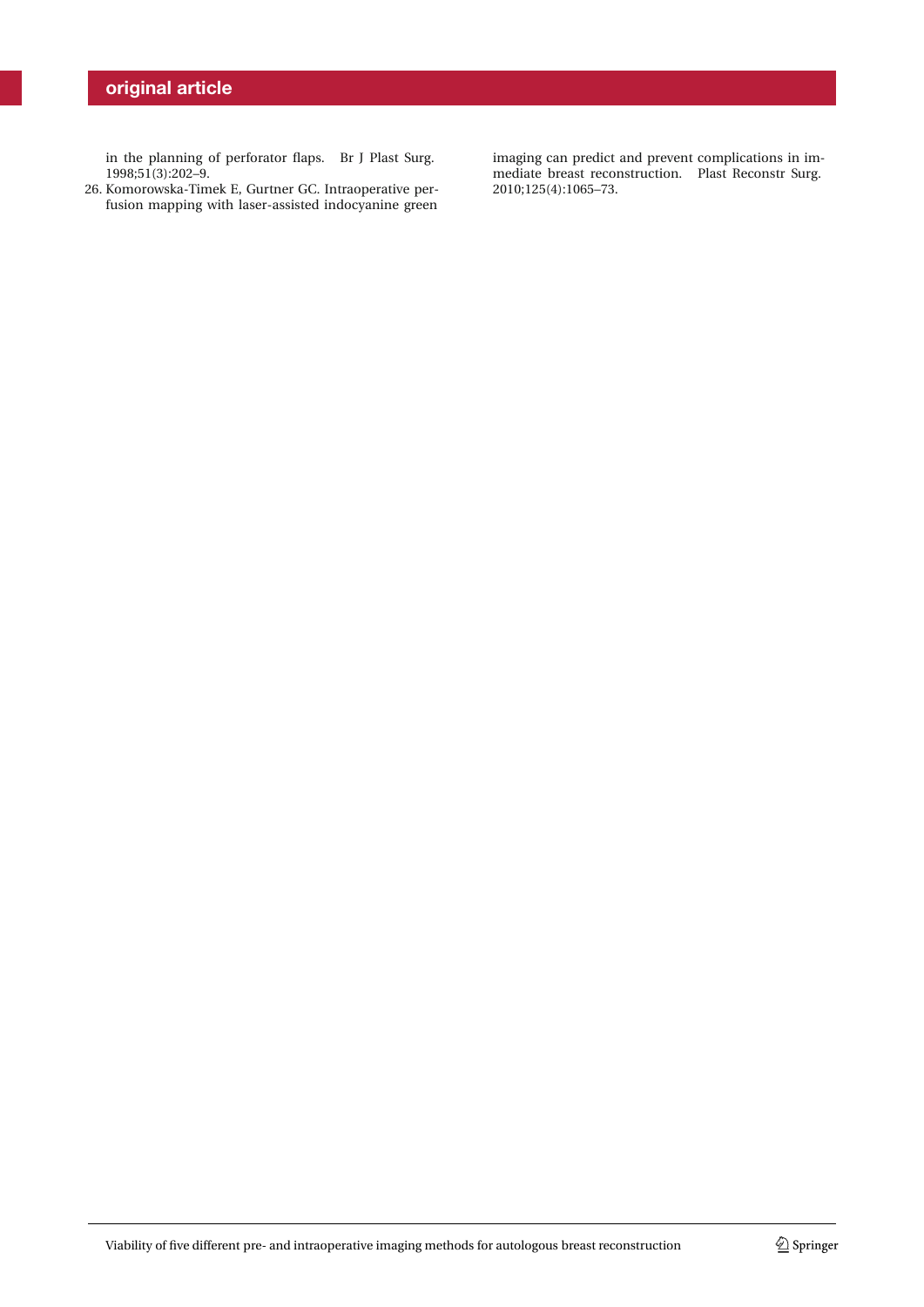in the planning of perforator flaps. Br J Plast Surg. 1998;51(3):202–9.

26. Komorowska-Timek E, Gurtner GC. Intraoperative perfusion mapping with laser-assisted indocyanine green imaging can predict and prevent complications in immediate breast reconstruction. Plast Reconstr Surg. 2010;125(4):1065–73.